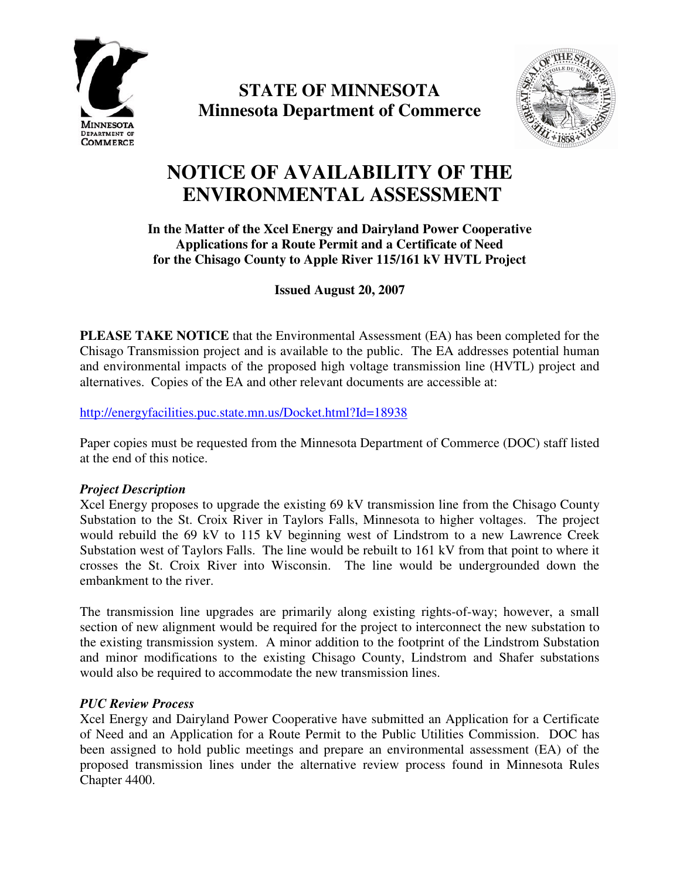# STATE OF MINNESOTA
## Minnesota Department of Commerce

# NOTICE OF AVAILABILITY OF THE ENVIRONMENTAL ASSESSMENT

**In the Matter of the Xcel Energy and Dairyland Power Cooperative Applications for a Route Permit and a Certificate of Need for the Chisago County to Apple River 115/161 kV HVTL Project**

**Issued August 20, 2007**

**PLEASE TAKE NOTICE** that the Environmental Assessment (EA) has been completed for the Chisago Transmission project and is available to the public. The EA addresses potential human and environmental impacts of the proposed high voltage transmission line (HVTL) project and alternatives. Copies of the EA and other relevant documents are accessible at:

http://energyfacilities.puc.state.mn.us/Docket.html?Id=18938

Paper copies must be requested from the Minnesota Department of Commerce (DOC) staff listed at the end of this notice.

***Project Description***

Xcel Energy proposes to upgrade the existing 69 kV transmission line from the Chisago County Substation to the St. Croix River in Taylors Falls, Minnesota to higher voltages. The project would rebuild the 69 kV to 115 kV beginning west of Lindstrom to a new Lawrence Creek Substation west of Taylors Falls. The line would be rebuilt to 161 kV from that point to where it crosses the St. Croix River into Wisconsin. The line would be undergrounded down the embankment to the river.

The transmission line upgrades are primarily along existing rights-of-way; however, a small section of new alignment would be required for the project to interconnect the new substation to the existing transmission system. A minor addition to the footprint of the Lindstrom Substation and minor modifications to the existing Chisago County, Lindstrom and Shafer substations would also be required to accommodate the new transmission lines.

***PUC Review Process***

Xcel Energy and Dairyland Power Cooperative have submitted an Application for a Certificate of Need and an Application for a Route Permit to the Public Utilities Commission. DOC has been assigned to hold public meetings and prepare an environmental assessment (EA) of the proposed transmission lines under the alternative review process found in Minnesota Rules Chapter 4400.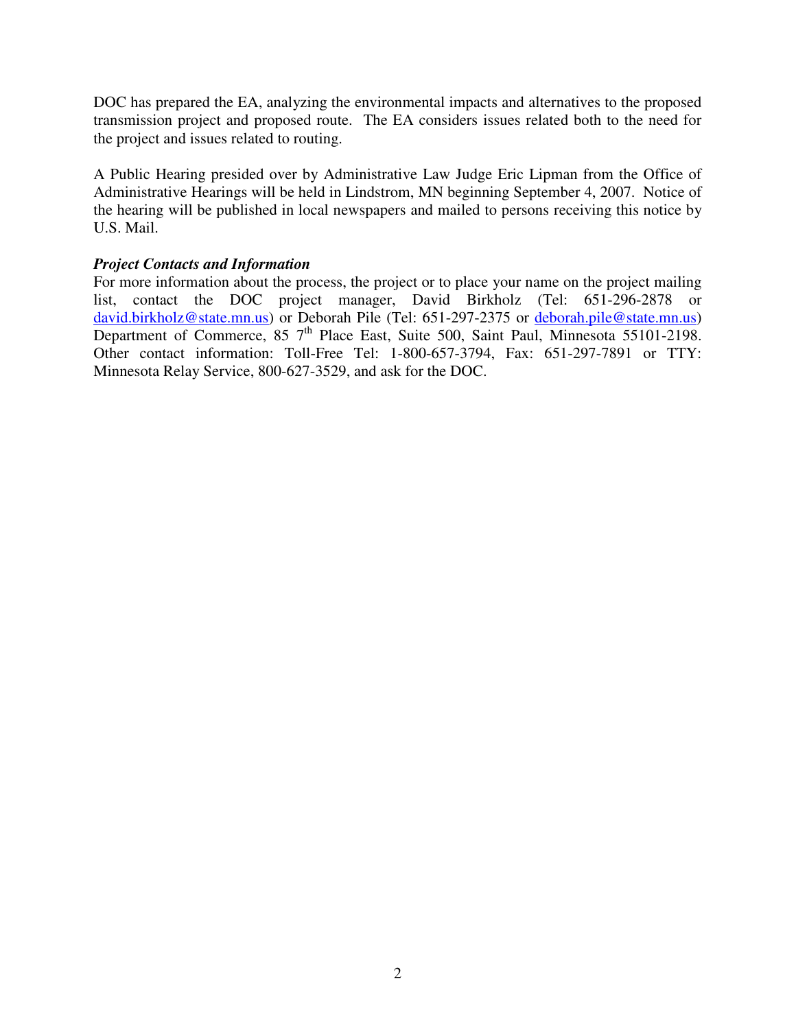DOC has prepared the EA, analyzing the environmental impacts and alternatives to the proposed transmission project and proposed route. The EA considers issues related both to the need for the project and issues related to routing.

A Public Hearing presided over by Administrative Law Judge Eric Lipman from the Office of Administrative Hearings will be held in Lindstrom, MN beginning September 4, 2007. Notice of the hearing will be published in local newspapers and mailed to persons receiving this notice by U.S. Mail.

***Project Contacts and Information***

For more information about the process, the project or to place your name on the project mailing list, contact the DOC project manager, David Birkholz (Tel: 651-296-2878 or david.birkholz@state.mn.us) or Deborah Pile (Tel: 651-297-2375 or deborah.pile@state.mn.us) Department of Commerce, 85 7th Place East, Suite 500, Saint Paul, Minnesota 55101-2198. Other contact information: Toll-Free Tel: 1-800-657-3794, Fax: 651-297-7891 or TTY: Minnesota Relay Service, 800-627-3529, and ask for the DOC.